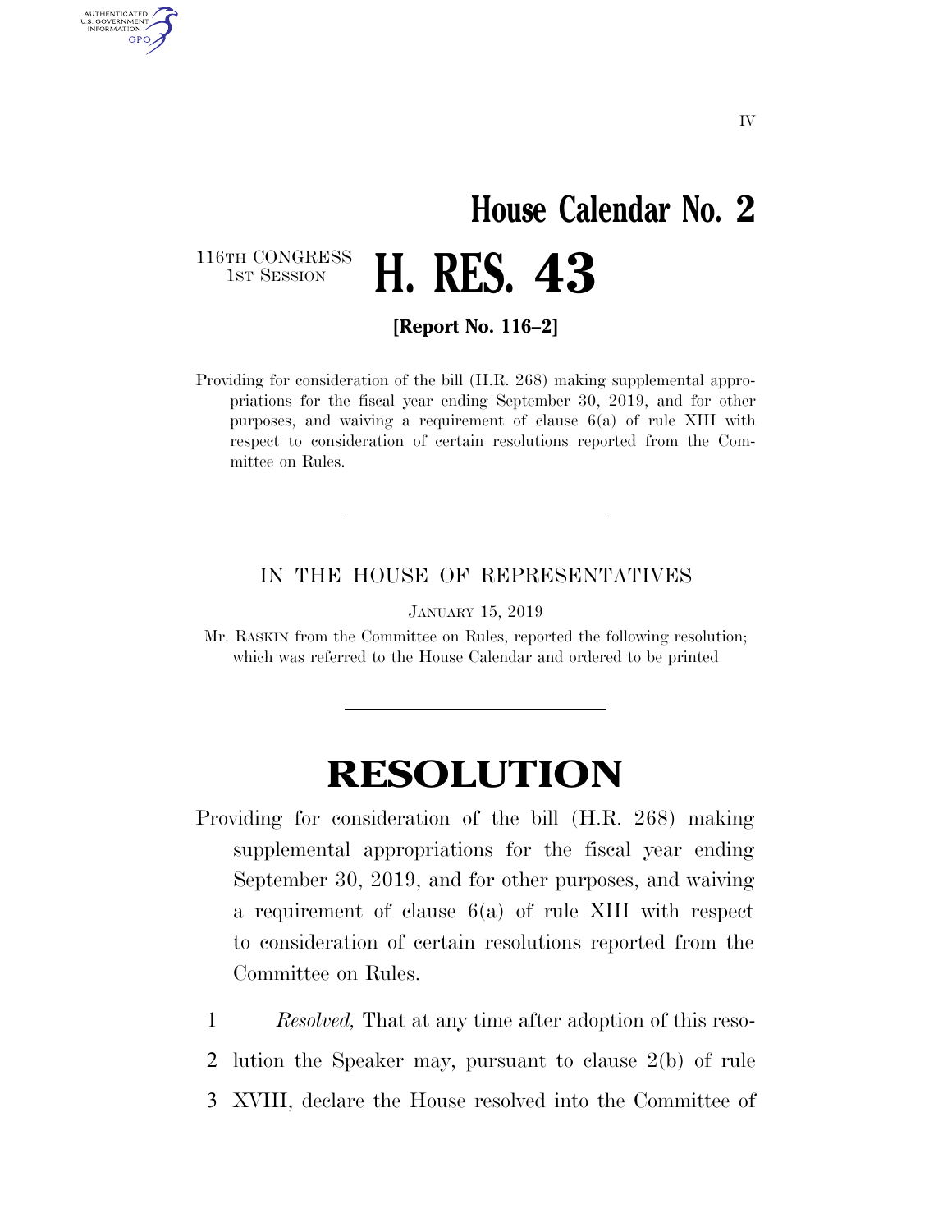IV

# House Calendar No. 2

116TH CONGRESS
1ST SESSION

# H. RES. 43

**[Report No. 116–2]**

Providing for consideration of the bill (H.R. 268) making supplemental appropriations for the fiscal year ending September 30, 2019, and for other purposes, and waiving a requirement of clause 6(a) of rule XIII with respect to consideration of certain resolutions reported from the Committee on Rules.

---

IN THE HOUSE OF REPRESENTATIVES

JANUARY 15, 2019

Mr. RASKIN from the Committee on Rules, reported the following resolution; which was referred to the House Calendar and ordered to be printed

---

# RESOLUTION

Providing for consideration of the bill (H.R. 268) making supplemental appropriations for the fiscal year ending September 30, 2019, and for other purposes, and waiving a requirement of clause 6(a) of rule XIII with respect to consideration of certain resolutions reported from the Committee on Rules.

1 *Resolved,* That at any time after adoption of this reso-
2 lution the Speaker may, pursuant to clause 2(b) of rule
3 XVIII, declare the House resolved into the Committee of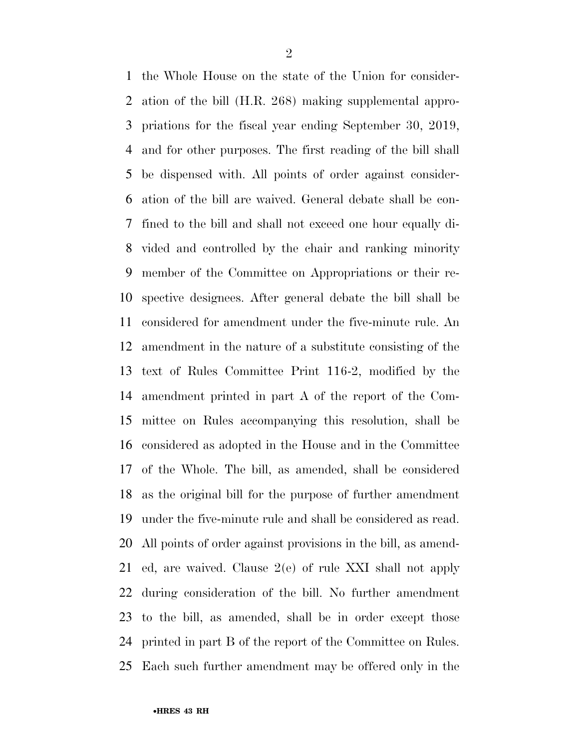the Whole House on the state of the Union for consideration of the bill (H.R. 268) making supplemental appropriations for the fiscal year ending September 30, 2019, and for other purposes. The first reading of the bill shall be dispensed with. All points of order against consideration of the bill are waived. General debate shall be confined to the bill and shall not exceed one hour equally divided and controlled by the chair and ranking minority member of the Committee on Appropriations or their respective designees. After general debate the bill shall be considered for amendment under the five-minute rule. An amendment in the nature of a substitute consisting of the text of Rules Committee Print 116-2, modified by the amendment printed in part A of the report of the Committee on Rules accompanying this resolution, shall be considered as adopted in the House and in the Committee of the Whole. The bill, as amended, shall be considered as the original bill for the purpose of further amendment under the five-minute rule and shall be considered as read. All points of order against provisions in the bill, as amended, are waived. Clause 2(e) of rule XXI shall not apply during consideration of the bill. No further amendment to the bill, as amended, shall be in order except those printed in part B of the report of the Committee on Rules. Each such further amendment may be offered only in the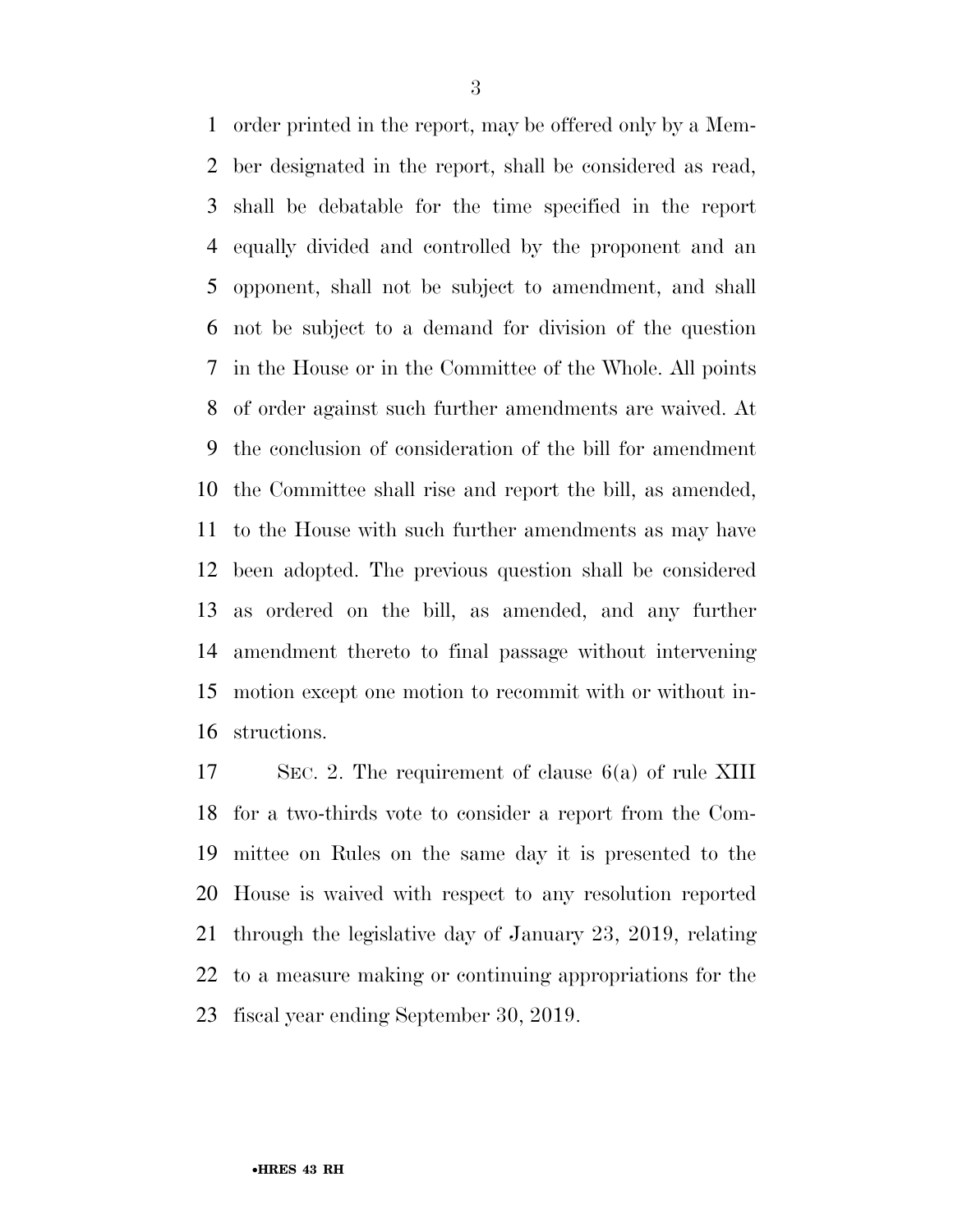order printed in the report, may be offered only by a Member designated in the report, shall be considered as read, shall be debatable for the time specified in the report equally divided and controlled by the proponent and an opponent, shall not be subject to amendment, and shall not be subject to a demand for division of the question in the House or in the Committee of the Whole. All points of order against such further amendments are waived. At the conclusion of consideration of the bill for amendment the Committee shall rise and report the bill, as amended, to the House with such further amendments as may have been adopted. The previous question shall be considered as ordered on the bill, as amended, and any further amendment thereto to final passage without intervening motion except one motion to recommit with or without instructions.

SEC. 2. The requirement of clause 6(a) of rule XIII for a two-thirds vote to consider a report from the Committee on Rules on the same day it is presented to the House is waived with respect to any resolution reported through the legislative day of January 23, 2019, relating to a measure making or continuing appropriations for the fiscal year ending September 30, 2019.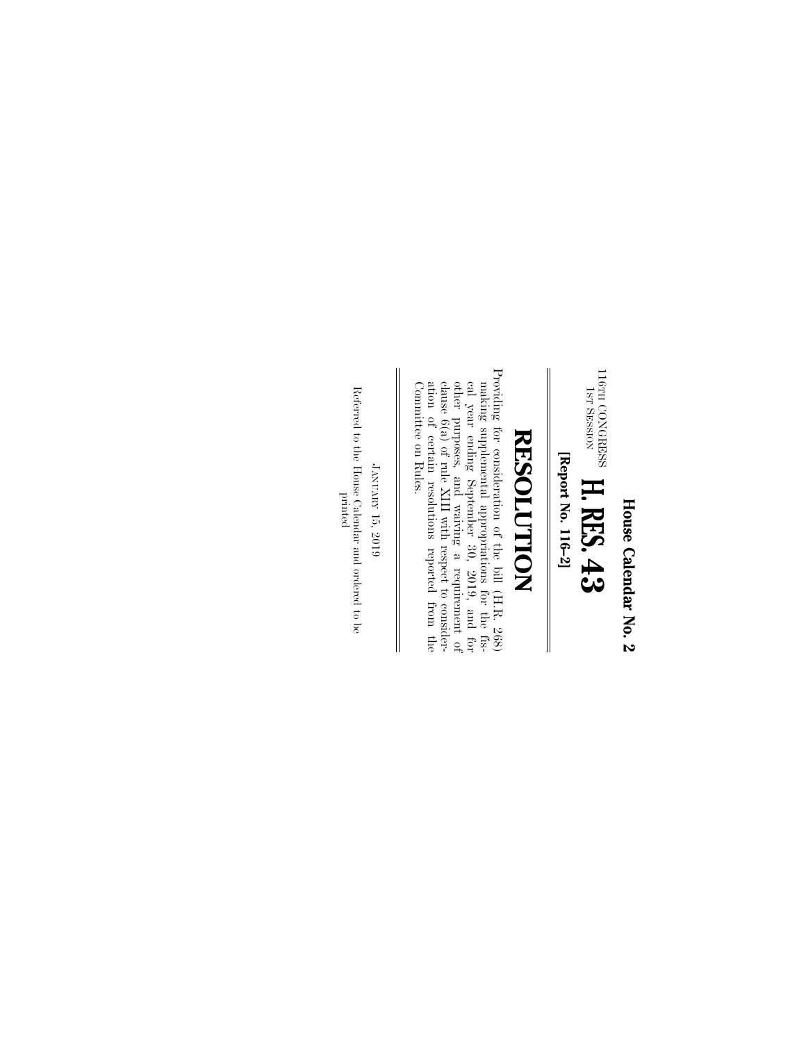House Calendar No. 2

116TH CONGRESS
1ST SESSION

# H. RES. 43

**[Report No. 116–2]**

# RESOLUTION

Providing for consideration of the bill (H.R. 268) making supplemental appropriations for the fiscal year ending September 30, 2019, and for other purposes, and waiving a requirement of clause 6(a) of rule XIII with respect to consideration of certain resolutions reported from the Committee on Rules.

JANUARY 15, 2019

Referred to the House Calendar and ordered to be printed